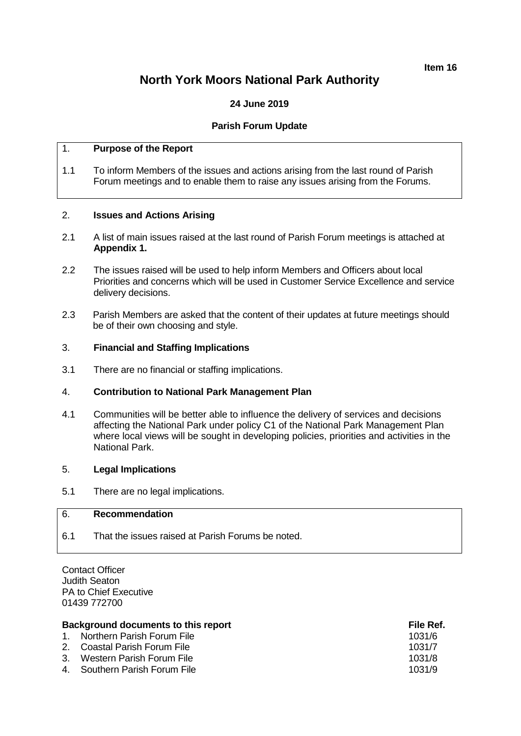**Item 16**

# North York Moors National Park Authority

**24 June 2019**

**Parish Forum Update**

## 1. Purpose of the Report

1.1 To inform Members of the issues and actions arising from the last round of Parish Forum meetings and to enable them to raise any issues arising from the Forums.

## 2. Issues and Actions Arising

2.1 A list of main issues raised at the last round of Parish Forum meetings is attached at **Appendix 1.**

2.2 The issues raised will be used to help inform Members and Officers about local Priorities and concerns which will be used in Customer Service Excellence and service delivery decisions.

2.3 Parish Members are asked that the content of their updates at future meetings should be of their own choosing and style.

## 3. Financial and Staffing Implications

3.1 There are no financial or staffing implications.

## 4. Contribution to National Park Management Plan

4.1 Communities will be better able to influence the delivery of services and decisions affecting the National Park under policy C1 of the National Park Management Plan where local views will be sought in developing policies, priorities and activities in the National Park.

## 5. Legal Implications

5.1 There are no legal implications.

## 6. Recommendation

6.1 That the issues raised at Parish Forums be noted.

Contact Officer
Judith Seaton
PA to Chief Executive
01439 772700

| **Background documents to this report** | **File Ref.** |
|---|---|
| 1. Northern Parish Forum File | 1031/6 |
| 2. Coastal Parish Forum File | 1031/7 |
| 3. Western Parish Forum File | 1031/8 |
| 4. Southern Parish Forum File | 1031/9 |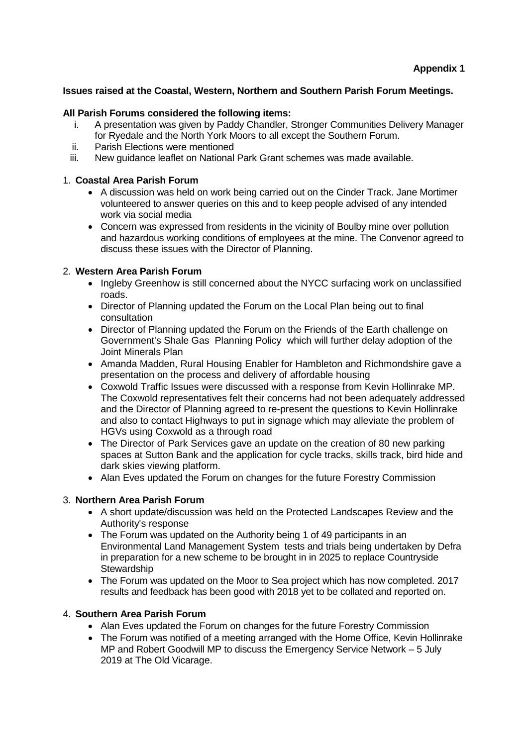**Appendix 1**

**Issues raised at the Coastal, Western, Northern and Southern Parish Forum Meetings.**

**All Parish Forums considered the following items:**

i. A presentation was given by Paddy Chandler, Stronger Communities Delivery Manager for Ryedale and the North York Moors to all except the Southern Forum.
ii. Parish Elections were mentioned
iii. New guidance leaflet on National Park Grant schemes was made available.

1. **Coastal Area Parish Forum**
   - A discussion was held on work being carried out on the Cinder Track. Jane Mortimer volunteered to answer queries on this and to keep people advised of any intended work via social media
   - Concern was expressed from residents in the vicinity of Boulby mine over pollution and hazardous working conditions of employees at the mine. The Convenor agreed to discuss these issues with the Director of Planning.

2. **Western Area Parish Forum**
   - Ingleby Greenhow is still concerned about the NYCC surfacing work on unclassified roads.
   - Director of Planning updated the Forum on the Local Plan being out to final consultation
   - Director of Planning updated the Forum on the Friends of the Earth challenge on Government's Shale Gas Planning Policy which will further delay adoption of the Joint Minerals Plan
   - Amanda Madden, Rural Housing Enabler for Hambleton and Richmondshire gave a presentation on the process and delivery of affordable housing
   - Coxwold Traffic Issues were discussed with a response from Kevin Hollinrake MP. The Coxwold representatives felt their concerns had not been adequately addressed and the Director of Planning agreed to re-present the questions to Kevin Hollinrake and also to contact Highways to put in signage which may alleviate the problem of HGVs using Coxwold as a through road
   - The Director of Park Services gave an update on the creation of 80 new parking spaces at Sutton Bank and the application for cycle tracks, skills track, bird hide and dark skies viewing platform.
   - Alan Eves updated the Forum on changes for the future Forestry Commission

3. **Northern Area Parish Forum**
   - A short update/discussion was held on the Protected Landscapes Review and the Authority's response
   - The Forum was updated on the Authority being 1 of 49 participants in an Environmental Land Management System tests and trials being undertaken by Defra in preparation for a new scheme to be brought in in 2025 to replace Countryside Stewardship
   - The Forum was updated on the Moor to Sea project which has now completed. 2017 results and feedback has been good with 2018 yet to be collated and reported on.

4. **Southern Area Parish Forum**
   - Alan Eves updated the Forum on changes for the future Forestry Commission
   - The Forum was notified of a meeting arranged with the Home Office, Kevin Hollinrake MP and Robert Goodwill MP to discuss the Emergency Service Network – 5 July 2019 at The Old Vicarage.